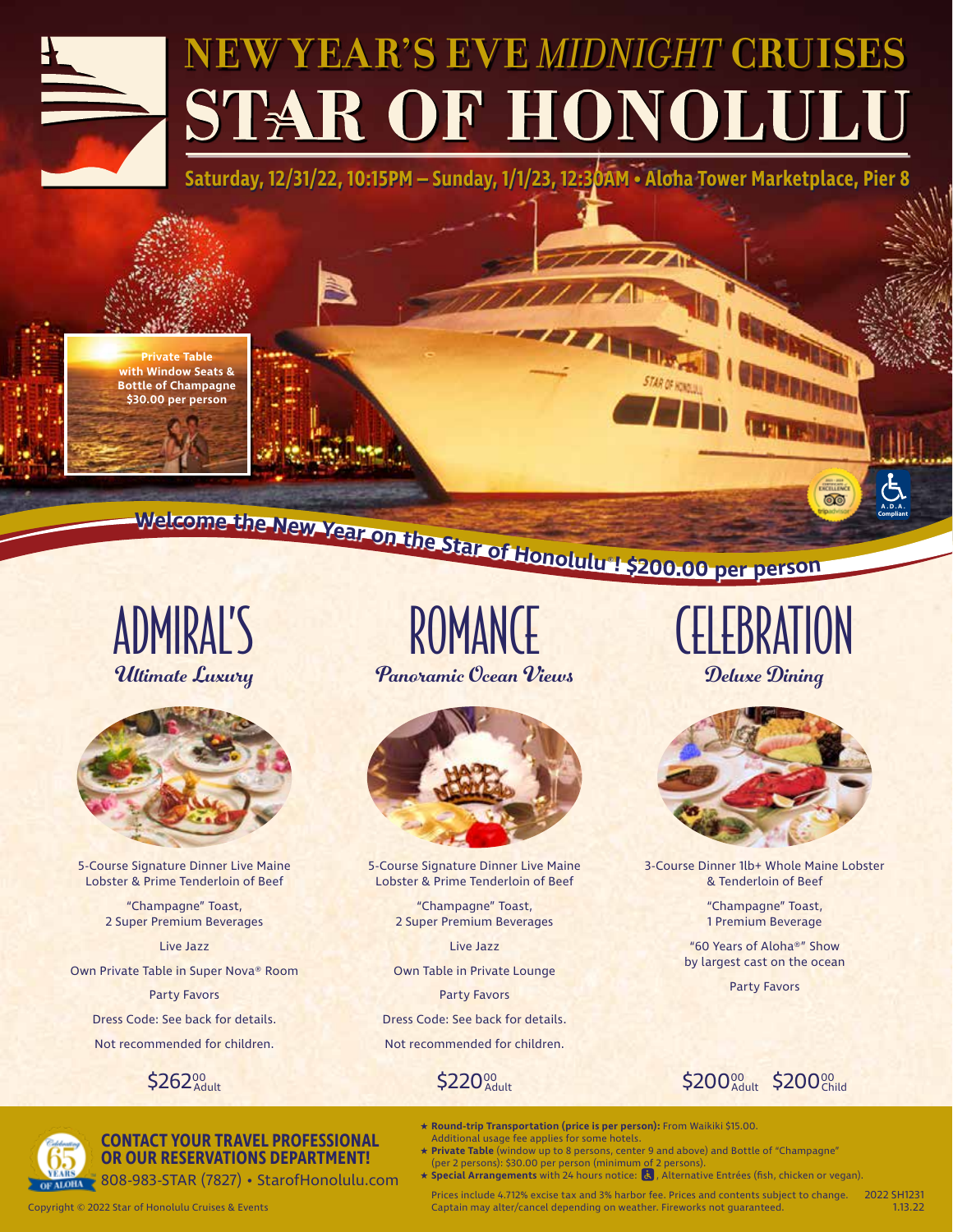# NEW YEAR'S EVE *MIDNIGHT* CRUISES
# STAR OF HONOLULU

**Saturday, 12/31/22, 10:15PM – Sunday, 1/1/23, 12:30AM • Aloha Tower Marketplace, Pier 8**

**Private Table with Window Seats & Bottle of Champagne $30.00 per person**

**Welcome the New Year on the Star of Honolulu®! $200.00 per person**

## ADMIRAL'S
***Ultimate Luxury***

5-Course Signature Dinner Live Maine Lobster & Prime Tenderloin of Beef

"Champagne" Toast, 2 Super Premium Beverages

Live Jazz

Own Private Table in Super Nova® Room

Party Favors

Dress Code: See back for details.

Not recommended for children.

$262.00 Adult

## ROMANCE
***Panoramic Ocean Views***

5-Course Signature Dinner Live Maine Lobster & Prime Tenderloin of Beef

"Champagne" Toast, 2 Super Premium Beverages

Live Jazz

Own Table in Private Lounge

Party Favors

Dress Code: See back for details.

Not recommended for children.

$220.00 Adult

## CELEBRATION
***Deluxe Dining***

3-Course Dinner 1lb+ Whole Maine Lobster & Tenderloin of Beef

"Champagne" Toast, 1 Premium Beverage

"60 Years of Aloha®" Show by largest cast on the ocean

Party Favors

$200.00 Adult $200.00 Child

**CONTACT YOUR TRAVEL PROFESSIONAL OR OUR RESERVATIONS DEPARTMENT!**

808-983-STAR (7827) • StarofHonolulu.com

- ★ **Round-trip Transportation (price is per person):** From Waikiki $15.00. Additional usage fee applies for some hotels.
- ★ **Private Table** (window up to 8 persons, center 9 and above) and Bottle of "Champagne" (per 2 persons): $30.00 per person (minimum of 2 persons).
- ★ **Special Arrangements** with 24 hours notice: ♿, Alternative Entrées (fish, chicken or vegan).

Prices include 4.712% excise tax and 3% harbor fee. Prices and contents subject to change. Captain may alter/cancel depending on weather. Fireworks not guaranteed.

2022 SH1231 1.13.22

Copyright © 2022 Star of Honolulu Cruises & Events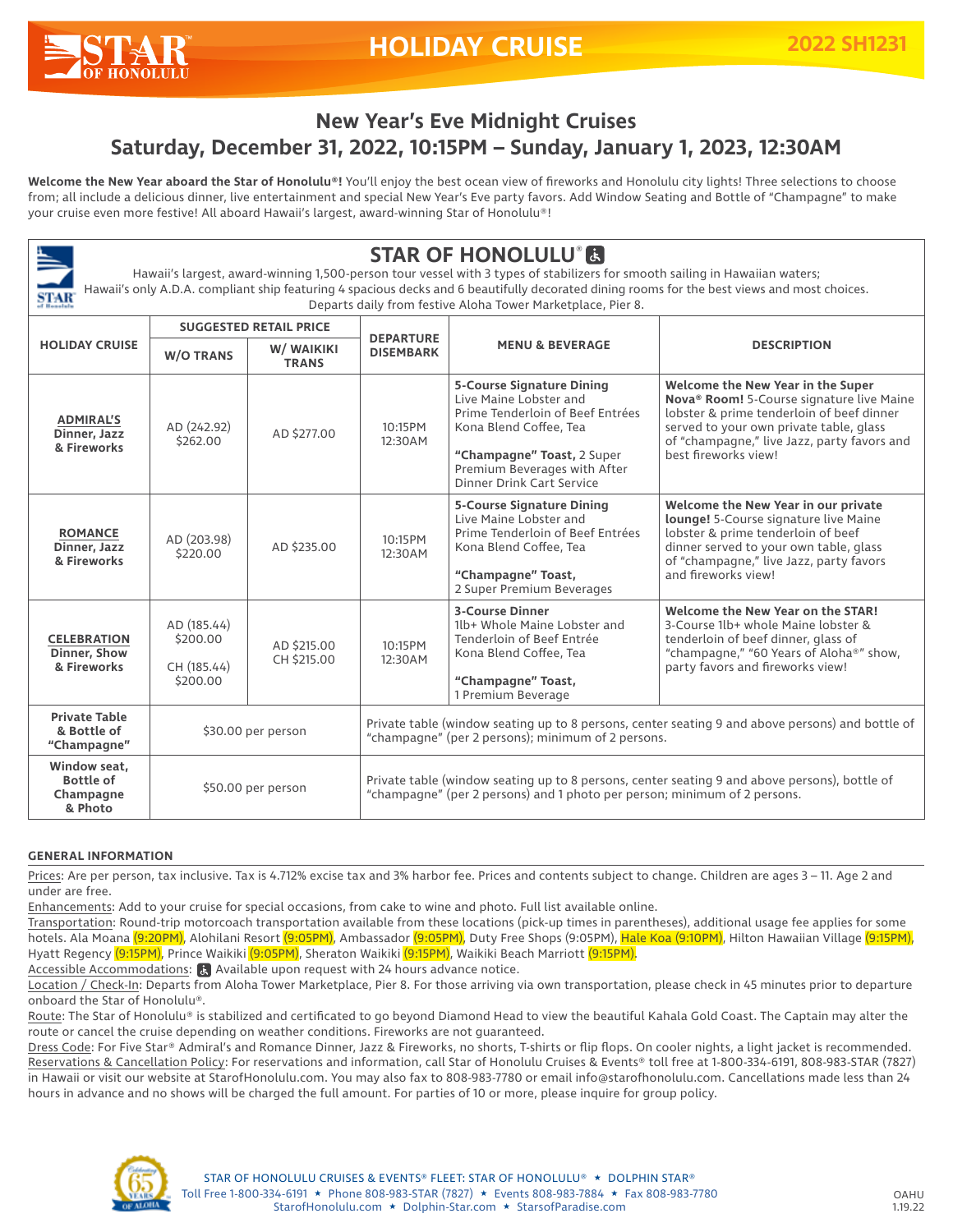# HOLIDAY CRUISE

2022 SH1231

## New Year's Eve Midnight Cruises
## Saturday, December 31, 2022, 10:15PM – Sunday, January 1, 2023, 12:30AM

**Welcome the New Year aboard the Star of Honolulu®!** You'll enjoy the best ocean view of fireworks and Honolulu city lights! Three selections to choose from; all include a delicious dinner, live entertainment and special New Year's Eve party favors. Add Window Seating and Bottle of "Champagne" to make your cruise even more festive! All aboard Hawaii's largest, award-winning Star of Honolulu®!

### STAR OF HONOLULU®

Hawaii's largest, award-winning 1,500-person tour vessel with 3 types of stabilizers for smooth sailing in Hawaiian waters; Hawaii's only A.D.A. compliant ship featuring 4 spacious decks and 6 beautifully decorated dining rooms for the best views and most choices. Departs daily from festive Aloha Tower Marketplace, Pier 8.

| HOLIDAY CRUISE | SUGGESTED RETAIL PRICE | | DEPARTURE DISEMBARK | MENU & BEVERAGE | DESCRIPTION |
|---|---|---|---|---|---|
| | W/O TRANS | W/ WAIKIKI TRANS | | | |
| **ADMIRAL'S** Dinner, Jazz & Fireworks | AD (242.92) $262.00 | AD $277.00 | 10:15PM 12:30AM | **5-Course Signature Dining** Live Maine Lobster and Prime Tenderloin of Beef Entrées Kona Blend Coffee, Tea **"Champagne" Toast,** 2 Super Premium Beverages with After Dinner Drink Cart Service | **Welcome the New Year in the Super Nova® Room!** 5-Course signature live Maine lobster & prime tenderloin of beef dinner served to your own private table, glass of "champagne," live Jazz, party favors and best fireworks view! |
| **ROMANCE** Dinner, Jazz & Fireworks | AD (203.98) $220.00 | AD $235.00 | 10:15PM 12:30AM | **5-Course Signature Dining** Live Maine Lobster and Prime Tenderloin of Beef Entrées Kona Blend Coffee, Tea **"Champagne" Toast,** 2 Super Premium Beverages | **Welcome the New Year in our private lounge!** 5-Course signature live Maine lobster & prime tenderloin of beef dinner served to your own table, glass of "champagne," live Jazz, party favors and fireworks view! |
| **CELEBRATION** Dinner, Show & Fireworks | AD (185.44) $200.00 CH (185.44) $200.00 | AD $215.00 CH $215.00 | 10:15PM 12:30AM | **3-Course Dinner** 1lb+ Whole Maine Lobster and Tenderloin of Beef Entrée Kona Blend Coffee, Tea **"Champagne" Toast,** 1 Premium Beverage | **Welcome the New Year on the STAR!** 3-Course 1lb+ whole Maine lobster & tenderloin of beef dinner, glass of "champagne," "60 Years of Aloha®" show, party favors and fireworks view! |
| **Private Table & Bottle of "Champagne"** | $30.00 per person | | Private table (window seating up to 8 persons, center seating 9 and above persons) and bottle of "champagne" (per 2 persons); minimum of 2 persons. | | |
| **Window seat, Bottle of Champagne & Photo** | $50.00 per person | | Private table (window seating up to 8 persons, center seating 9 and above persons), bottle of "champagne" (per 2 persons) and 1 photo per person; minimum of 2 persons. | | |

### GENERAL INFORMATION

Prices: Are per person, tax inclusive. Tax is 4.712% excise tax and 3% harbor fee. Prices and contents subject to change. Children are ages 3 – 11. Age 2 and under are free.

Enhancements: Add to your cruise for special occasions, from cake to wine and photo. Full list available online.

Transportation: Round-trip motorcoach transportation available from these locations (pick-up times in parentheses), additional usage fee applies for some hotels. Ala Moana (9:20PM), Alohilani Resort (9:05PM), Ambassador (9:05PM), Duty Free Shops (9:05PM), Hale Koa (9:10PM), Hilton Hawaiian Village (9:15PM), Hyatt Regency (9:15PM), Prince Waikiki (9:05PM), Sheraton Waikiki (9:15PM), Waikiki Beach Marriott (9:15PM).

Accessible Accommodations: Available upon request with 24 hours advance notice.

Location / Check-In: Departs from Aloha Tower Marketplace, Pier 8. For those arriving via own transportation, please check in 45 minutes prior to departure onboard the Star of Honolulu®.

Route: The Star of Honolulu® is stabilized and certificated to go beyond Diamond Head to view the beautiful Kahala Gold Coast. The Captain may alter the route or cancel the cruise depending on weather conditions. Fireworks are not guaranteed.

Dress Code: For Five Star® Admiral's and Romance Dinner, Jazz & Fireworks, no shorts, T-shirts or flip flops. On cooler nights, a light jacket is recommended.

Reservations & Cancellation Policy: For reservations and information, call Star of Honolulu Cruises & Events® toll free at 1-800-334-6191, 808-983-STAR (7827) in Hawaii or visit our website at StarofHonolulu.com. You may also fax to 808-983-7780 or email info@starofhonolulu.com. Cancellations made less than 24 hours in advance and no shows will be charged the full amount. For parties of 10 or more, please inquire for group policy.

STAR OF HONOLULU CRUISES & EVENTS® FLEET: STAR OF HONOLULU® ★ DOLPHIN STAR®
Toll Free 1-800-334-6191 ★ Phone 808-983-STAR (7827) ★ Events 808-983-7884 ★ Fax 808-983-7780
StarofHonolulu.com ★ Dolphin-Star.com ★ StarsofParadise.com

OAHU 1.19.22